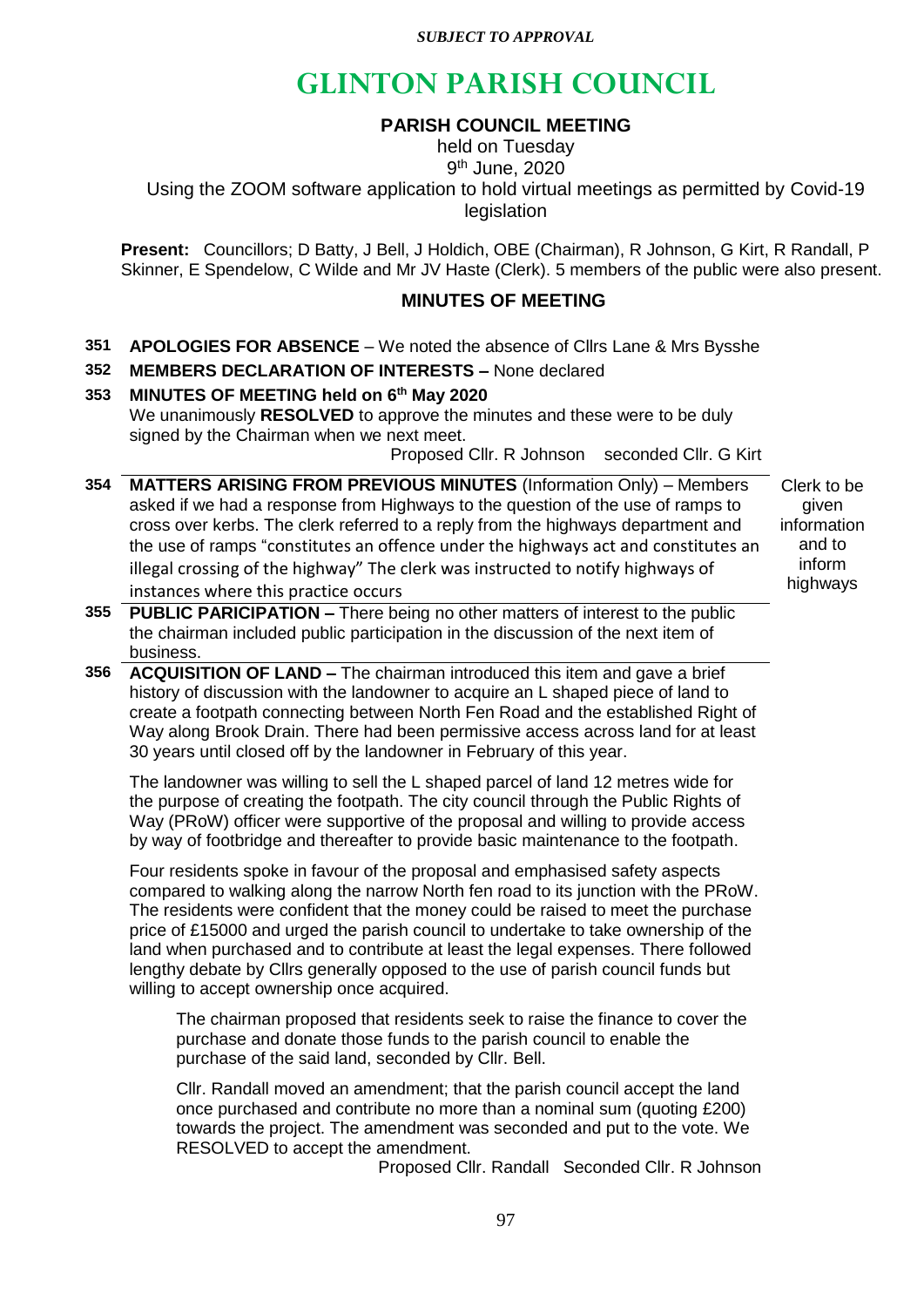*SUBJECT TO APPROVAL*

# GLINTON PARISH COUNCIL

## PARISH COUNCIL MEETING

held on Tuesday

9th June, 2020

Using the ZOOM software application to hold virtual meetings as permitted by Covid-19 legislation

**Present:** Councillors; D Batty, J Bell, J Holdich, OBE (Chairman), R Johnson, G Kirt, R Randall, P Skinner, E Spendelow, C Wilde and Mr JV Haste (Clerk). 5 members of the public were also present.

## MINUTES OF MEETING

**351 APOLOGIES FOR ABSENCE** – We noted the absence of Cllrs Lane & Mrs Bysshe

**352 MEMBERS DECLARATION OF INTERESTS –** None declared

**353 MINUTES OF MEETING held on 6th May 2020**

We unanimously **RESOLVED** to approve the minutes and these were to be duly signed by the Chairman when we next meet.

Proposed Cllr. R Johnson seconded Cllr. G Kirt

**354 MATTERS ARISING FROM PREVIOUS MINUTES** (Information Only) – Members asked if we had a response from Highways to the question of the use of ramps to cross over kerbs. The clerk referred to a reply from the highways department and the use of ramps "constitutes an offence under the highways act and constitutes an illegal crossing of the highway" The clerk was instructed to notify highways of instances where this practice occurs

*Clerk to be given information and to inform highways*

**355 PUBLIC PARICIPATION –** There being no other matters of interest to the public the chairman included public participation in the discussion of the next item of business.

**356 ACQUISITION OF LAND –** The chairman introduced this item and gave a brief history of discussion with the landowner to acquire an L shaped piece of land to create a footpath connecting between North Fen Road and the established Right of Way along Brook Drain. There had been permissive access across land for at least 30 years until closed off by the landowner in February of this year.

The landowner was willing to sell the L shaped parcel of land 12 metres wide for the purpose of creating the footpath. The city council through the Public Rights of Way (PRoW) officer were supportive of the proposal and willing to provide access by way of footbridge and thereafter to provide basic maintenance to the footpath.

Four residents spoke in favour of the proposal and emphasised safety aspects compared to walking along the narrow North fen road to its junction with the PRoW. The residents were confident that the money could be raised to meet the purchase price of £15000 and urged the parish council to undertake to take ownership of the land when purchased and to contribute at least the legal expenses. There followed lengthy debate by Cllrs generally opposed to the use of parish council funds but willing to accept ownership once acquired.

> The chairman proposed that residents seek to raise the finance to cover the purchase and donate those funds to the parish council to enable the purchase of the said land, seconded by Cllr. Bell.
>
> Cllr. Randall moved an amendment; that the parish council accept the land once purchased and contribute no more than a nominal sum (quoting £200) towards the project. The amendment was seconded and put to the vote. We RESOLVED to accept the amendment.
>
> Proposed Cllr. Randall Seconded Cllr. R Johnson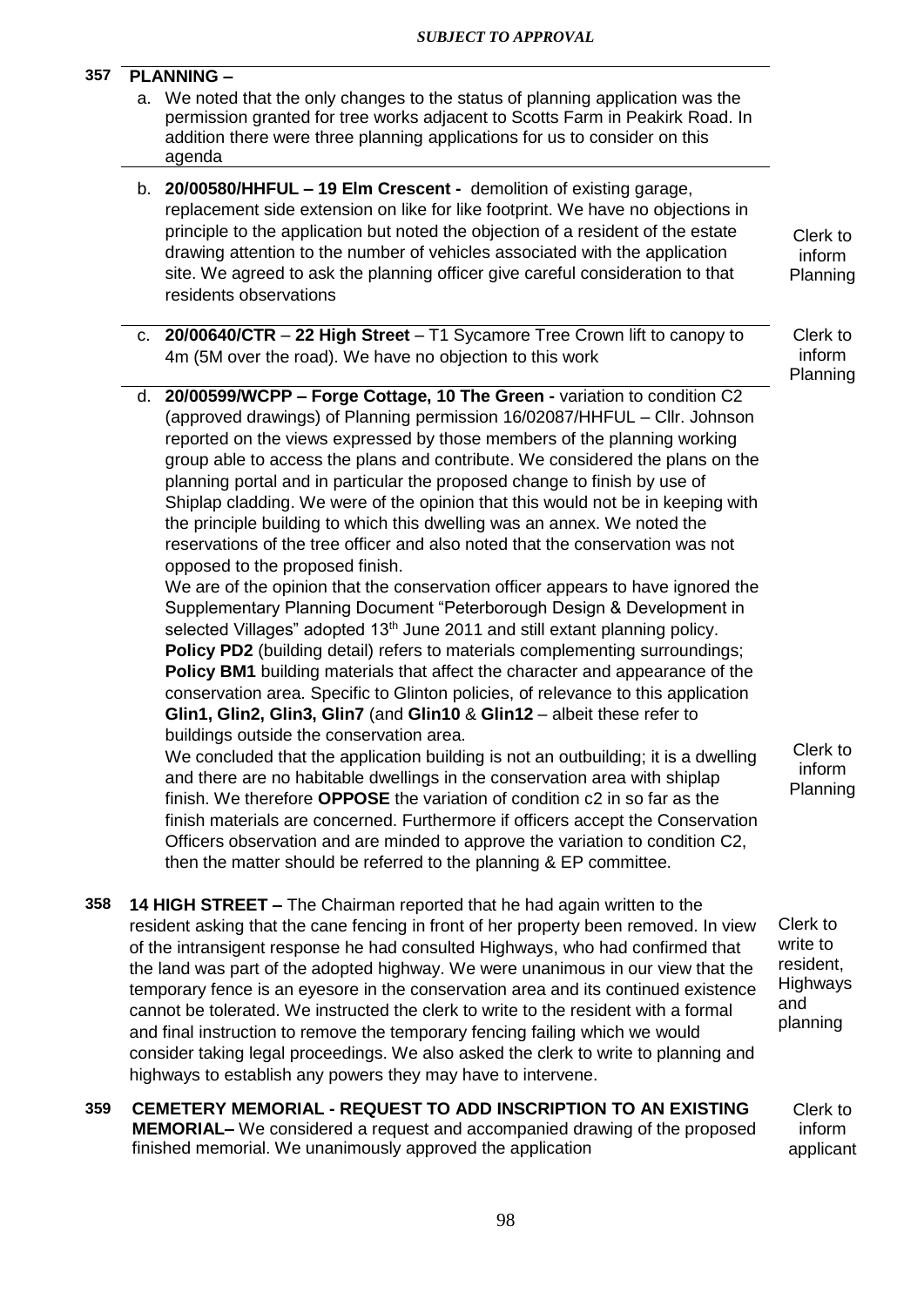*SUBJECT TO APPROVAL*

**357 PLANNING –**

a. We noted that the only changes to the status of planning application was the permission granted for tree works adjacent to Scotts Farm in Peakirk Road. In addition there were three planning applications for us to consider on this agenda

b. **20/00580/HHFUL – 19 Elm Crescent -** demolition of existing garage, replacement side extension on like for like footprint. We have no objections in principle to the application but noted the objection of a resident of the estate drawing attention to the number of vehicles associated with the application site. We agreed to ask the planning officer give careful consideration to that residents observations

Clerk to inform Planning

c. **20/00640/CTR** – **22 High Street** – T1 Sycamore Tree Crown lift to canopy to 4m (5M over the road). We have no objection to this work

Clerk to inform Planning

d. **20/00599/WCPP – Forge Cottage, 10 The Green -** variation to condition C2 (approved drawings) of Planning permission 16/02087/HHFUL – Cllr. Johnson reported on the views expressed by those members of the planning working group able to access the plans and contribute. We considered the plans on the planning portal and in particular the proposed change to finish by use of Shiplap cladding. We were of the opinion that this would not be in keeping with the principle building to which this dwelling was an annex. We noted the reservations of the tree officer and also noted that the conservation was not opposed to the proposed finish.
We are of the opinion that the conservation officer appears to have ignored the Supplementary Planning Document "Peterborough Design & Development in selected Villages" adopted 13th June 2011 and still extant planning policy. **Policy PD2** (building detail) refers to materials complementing surroundings; **Policy BM1** building materials that affect the character and appearance of the conservation area. Specific to Glinton policies, of relevance to this application **Glin1, Glin2, Glin3, Glin7** (and **Glin10** & **Glin12** – albeit these refer to buildings outside the conservation area.
We concluded that the application building is not an outbuilding; it is a dwelling and there are no habitable dwellings in the conservation area with shiplap finish. We therefore **OPPOSE** the variation of condition c2 in so far as the finish materials are concerned. Furthermore if officers accept the Conservation Officers observation and are minded to approve the variation to condition C2, then the matter should be referred to the planning & EP committee.

Clerk to inform Planning

**358 14 HIGH STREET –** The Chairman reported that he had again written to the resident asking that the cane fencing in front of her property been removed. In view of the intransigent response he had consulted Highways, who had confirmed that the land was part of the adopted highway. We were unanimous in our view that the temporary fence is an eyesore in the conservation area and its continued existence cannot be tolerated. We instructed the clerk to write to the resident with a formal and final instruction to remove the temporary fencing failing which we would consider taking legal proceedings. We also asked the clerk to write to planning and highways to establish any powers they may have to intervene.

Clerk to write to resident, Highways and planning

**359 CEMETERY MEMORIAL - REQUEST TO ADD INSCRIPTION TO AN EXISTING MEMORIAL–** We considered a request and accompanied drawing of the proposed finished memorial. We unanimously approved the application

Clerk to inform applicant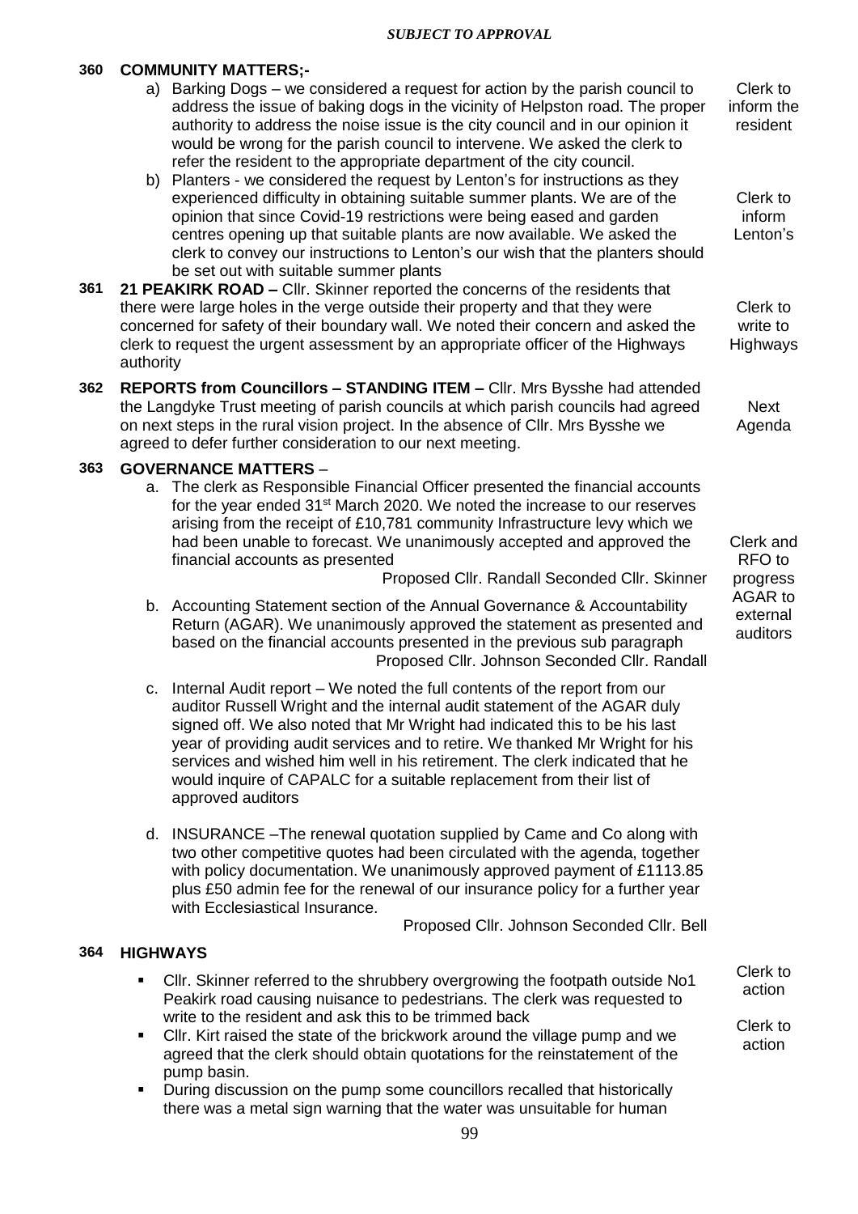*SUBJECT TO APPROVAL*

**360 COMMUNITY MATTERS;-**

a) Barking Dogs – we considered a request for action by the parish council to address the issue of baking dogs in the vicinity of Helpston road. The proper authority to address the noise issue is the city council and in our opinion it would be wrong for the parish council to intervene. We asked the clerk to refer the resident to the appropriate department of the city council. — *Clerk to inform the resident*

b) Planters - we considered the request by Lenton's for instructions as they experienced difficulty in obtaining suitable summer plants. We are of the opinion that since Covid-19 restrictions were being eased and garden centres opening up that suitable plants are now available. We asked the clerk to convey our instructions to Lenton's our wish that the planters should be set out with suitable summer plants — *Clerk to inform Lenton's*

**361 21 PEAKIRK ROAD –** Cllr. Skinner reported the concerns of the residents that there were large holes in the verge outside their property and that they were concerned for safety of their boundary wall. We noted their concern and asked the clerk to request the urgent assessment by an appropriate officer of the Highways authority — *Clerk to write to Highways*

**362 REPORTS from Councillors – STANDING ITEM –** Cllr. Mrs Bysshe had attended the Langdyke Trust meeting of parish councils at which parish councils had agreed on next steps in the rural vision project. In the absence of Cllr. Mrs Bysshe we agreed to defer further consideration to our next meeting. — *Next Agenda*

**363 GOVERNANCE MATTERS** –

a. The clerk as Responsible Financial Officer presented the financial accounts for the year ended 31st March 2020. We noted the increase to our reserves arising from the receipt of £10,781 community Infrastructure levy which we had been unable to forecast. We unanimously accepted and approved the financial accounts as presented

Proposed Cllr. Randall Seconded Cllr. Skinner

b. Accounting Statement section of the Annual Governance & Accountability Return (AGAR). We unanimously approved the statement as presented and based on the financial accounts presented in the previous sub paragraph

Proposed Cllr. Johnson Seconded Cllr. Randall

*Clerk and RFO to progress AGAR to external auditors*

c. Internal Audit report – We noted the full contents of the report from our auditor Russell Wright and the internal audit statement of the AGAR duly signed off. We also noted that Mr Wright had indicated this to be his last year of providing audit services and to retire. We thanked Mr Wright for his services and wished him well in his retirement. The clerk indicated that he would inquire of CAPALC for a suitable replacement from their list of approved auditors

d. INSURANCE –The renewal quotation supplied by Came and Co along with two other competitive quotes had been circulated with the agenda, together with policy documentation. We unanimously approved payment of £1113.85 plus £50 admin fee for the renewal of our insurance policy for a further year with Ecclesiastical Insurance.

Proposed Cllr. Johnson Seconded Cllr. Bell

**364 HIGHWAYS**

- Cllr. Skinner referred to the shrubbery overgrowing the footpath outside No1 Peakirk road causing nuisance to pedestrians. The clerk was requested to write to the resident and ask this to be trimmed back — *Clerk to action*
- Cllr. Kirt raised the state of the brickwork around the village pump and we agreed that the clerk should obtain quotations for the reinstatement of the pump basin. — *Clerk to action*
- During discussion on the pump some councillors recalled that historically there was a metal sign warning that the water was unsuitable for human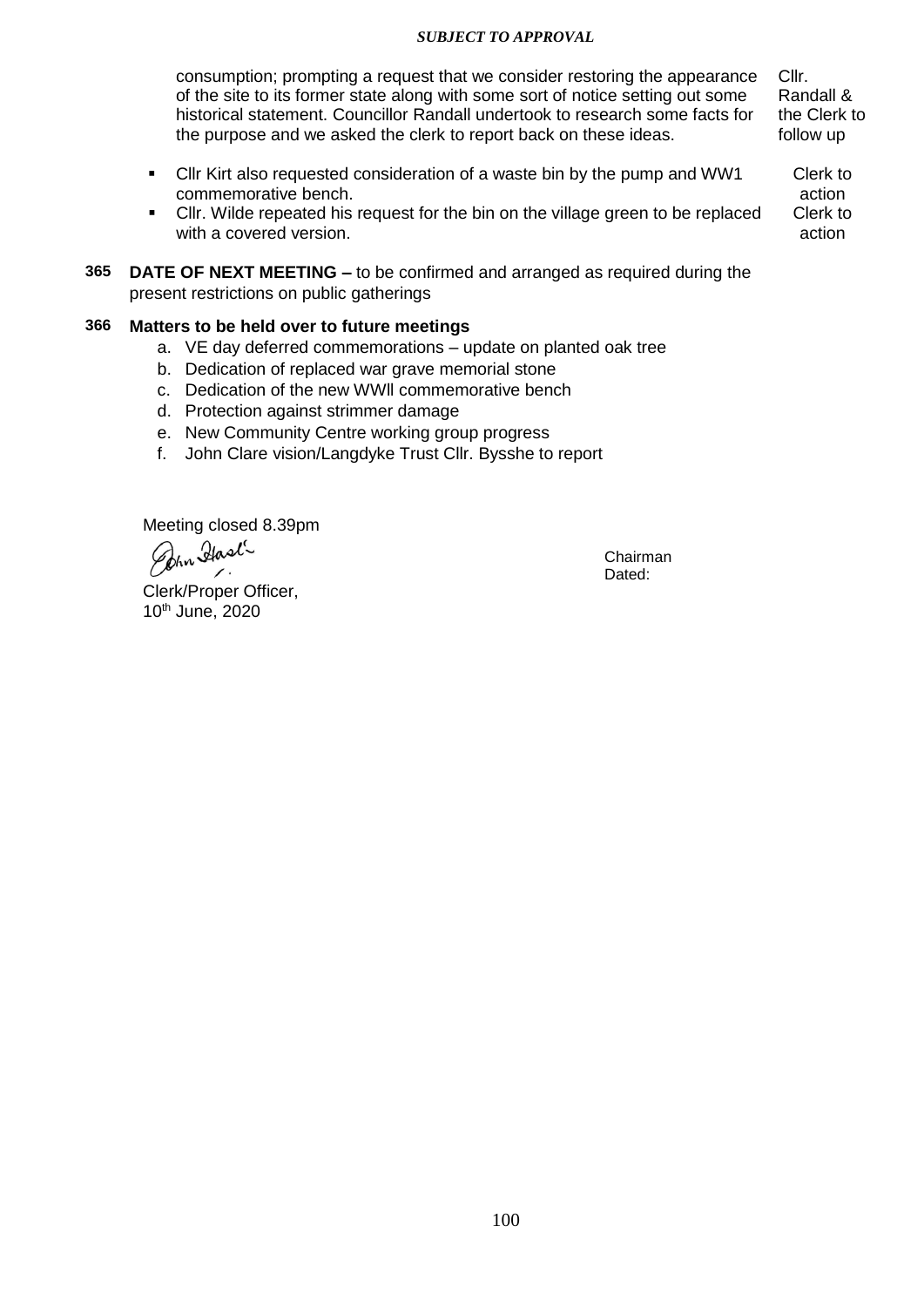*SUBJECT TO APPROVAL*

consumption; prompting a request that we consider restoring the appearance of the site to its former state along with some sort of notice setting out some historical statement. Councillor Randall undertook to research some facts for the purpose and we asked the clerk to report back on these ideas. — Cllr. Randall & the Clerk to follow up

- Cllr Kirt also requested consideration of a waste bin by the pump and WW1 commemorative bench. — Clerk to action
- Cllr. Wilde repeated his request for the bin on the village green to be replaced with a covered version. — Clerk to action

**365 DATE OF NEXT MEETING –** to be confirmed and arranged as required during the present restrictions on public gatherings

**366 Matters to be held over to future meetings**

a. VE day deferred commemorations – update on planted oak tree
b. Dedication of replaced war grave memorial stone
c. Dedication of the new WWll commemorative bench
d. Protection against strimmer damage
e. New Community Centre working group progress
f. John Clare vision/Langdyke Trust Cllr. Bysshe to report

Meeting closed 8.39pm

Clerk/Proper Officer,
10th June, 2020

Chairman
Dated: